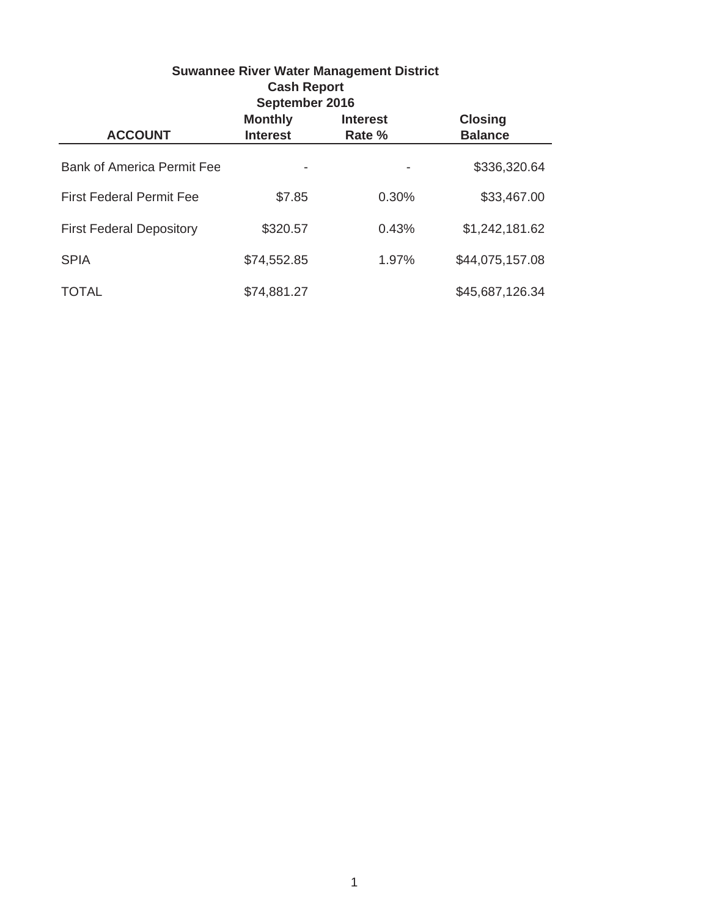# Suwannee River Water Management District
## Cash Report
### September 2016

| ACCOUNT | Monthly Interest | Interest Rate % | Closing Balance |
|---|---|---|---|
| Bank of America Permit Fee | - | - | $336,320.64 |
| First Federal Permit Fee | $7.85 | 0.30% | $33,467.00 |
| First Federal Depository | $320.57 | 0.43% | $1,242,181.62 |
| SPIA | $74,552.85 | 1.97% | $44,075,157.08 |
| TOTAL | $74,881.27 | | $45,687,126.34 |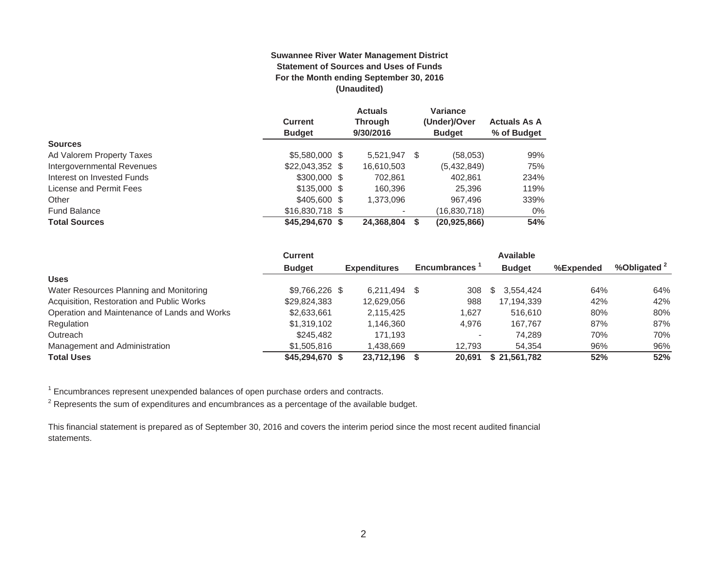**Suwannee River Water Management District**
**Statement of Sources and Uses of Funds**
**For the Month ending September 30, 2016**
**(Unaudited)**

| | Current Budget | Actuals Through 9/30/2016 | Variance (Under)/Over Budget | Actuals As A % of Budget |
|---|---|---|---|---|
| **Sources** | | | | |
| Ad Valorem Property Taxes | $5,580,000 | $ 5,521,947 | $ (58,053) | 99% |
| Intergovernmental Revenues | $22,043,352 | $ 16,610,503 | (5,432,849) | 75% |
| Interest on Invested Funds | $300,000 | $ 702,861 | 402,861 | 234% |
| License and Permit Fees | $135,000 | $ 160,396 | 25,396 | 119% |
| Other | $405,600 | $ 1,373,096 | 967,496 | 339% |
| Fund Balance | $16,830,718 | $ - | (16,830,718) | 0% |
| **Total Sources** | **$45,294,670** | **$ 24,368,804** | **$ (20,925,866)** | **54%** |

| | Current Budget | Expenditures | Encumbrances [1] | Available Budget | %Expended | %Obligated [2] |
|---|---|---|---|---|---|---|
| **Uses** | | | | | | |
| Water Resources Planning and Monitoring | $9,766,226 | $ 6,211,494 | $ 308 | $ 3,554,424 | 64% | 64% |
| Acquisition, Restoration and Public Works | $29,824,383 | 12,629,056 | 988 | 17,194,339 | 42% | 42% |
| Operation and Maintenance of Lands and Works | $2,633,661 | 2,115,425 | 1,627 | 516,610 | 80% | 80% |
| Regulation | $1,319,102 | 1,146,360 | 4,976 | 167,767 | 87% | 87% |
| Outreach | $245,482 | 171,193 | - | 74,289 | 70% | 70% |
| Management and Administration | $1,505,816 | 1,438,669 | 12,793 | 54,354 | 96% | 96% |
| **Total Uses** | **$45,294,670** | **$ 23,712,196** | **$ 20,691** | **$ 21,561,782** | **52%** | **52%** |

[1] Encumbrances represent unexpended balances of open purchase orders and contracts.

[2] Represents the sum of expenditures and encumbrances as a percentage of the available budget.

This financial statement is prepared as of September 30, 2016 and covers the interim period since the most recent audited financial statements.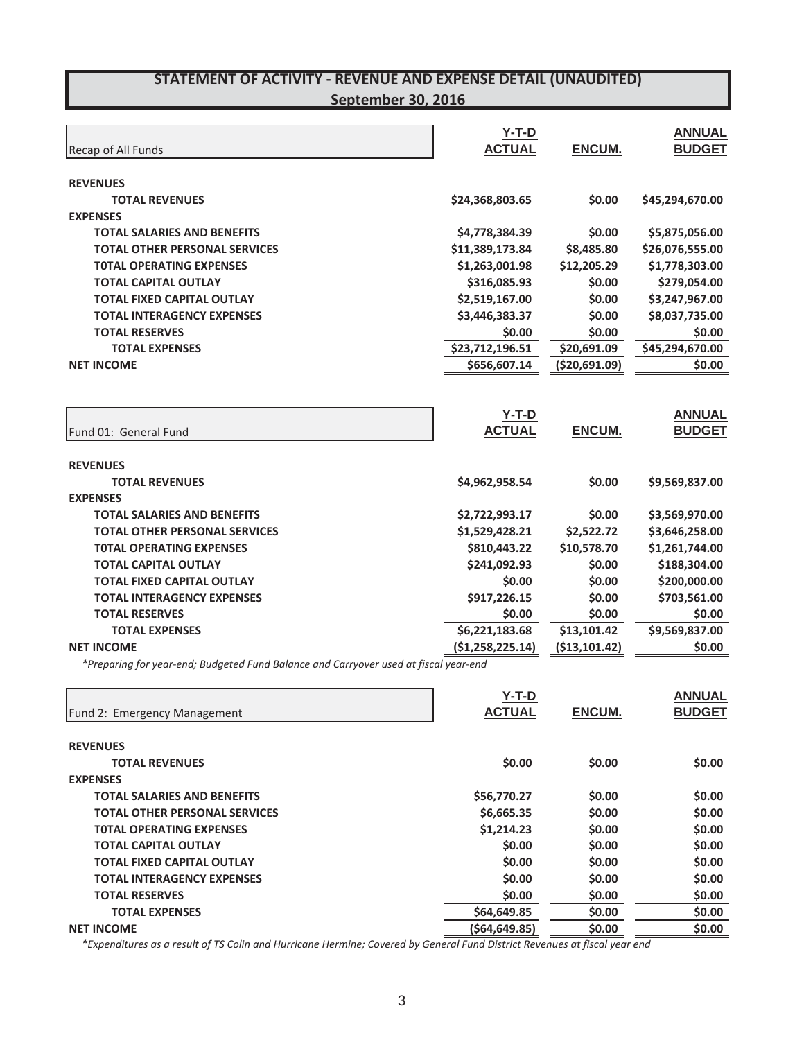# STATEMENT OF ACTIVITY - REVENUE AND EXPENSE DETAIL (UNAUDITED)

## September 30, 2016

| Recap of All Funds | Y-T-D ACTUAL | ENCUM. | ANNUAL BUDGET |
|---|---|---|---|
| **REVENUES** | | | |
| **TOTAL REVENUES** | $24,368,803.65 | $0.00 | $45,294,670.00 |
| **EXPENSES** | | | |
| **TOTAL SALARIES AND BENEFITS** | $4,778,384.39 | $0.00 | $5,875,056.00 |
| **TOTAL OTHER PERSONAL SERVICES** | $11,389,173.84 | $8,485.80 | $26,076,555.00 |
| **T0TAL OPERATING EXPENSES** | $1,263,001.98 | $12,205.29 | $1,778,303.00 |
| **TOTAL CAPITAL OUTLAY** | $316,085.93 | $0.00 | $279,054.00 |
| **TOTAL FIXED CAPITAL OUTLAY** | $2,519,167.00 | $0.00 | $3,247,967.00 |
| **TOTAL INTERAGENCY EXPENSES** | $3,446,383.37 | $0.00 | $8,037,735.00 |
| **TOTAL RESERVES** | $0.00 | $0.00 | $0.00 |
| **TOTAL EXPENSES** | $23,712,196.51 | $20,691.09 | $45,294,670.00 |
| **NET INCOME** | $656,607.14 | ($20,691.09) | $0.00 |

| Fund 01: General Fund | Y-T-D ACTUAL | ENCUM. | ANNUAL BUDGET |
|---|---|---|---|
| **REVENUES** | | | |
| **TOTAL REVENUES** | $4,962,958.54 | $0.00 | $9,569,837.00 |
| **EXPENSES** | | | |
| **TOTAL SALARIES AND BENEFITS** | $2,722,993.17 | $0.00 | $3,569,970.00 |
| **TOTAL OTHER PERSONAL SERVICES** | $1,529,428.21 | $2,522.72 | $3,646,258.00 |
| **T0TAL OPERATING EXPENSES** | $810,443.22 | $10,578.70 | $1,261,744.00 |
| **TOTAL CAPITAL OUTLAY** | $241,092.93 | $0.00 | $188,304.00 |
| **TOTAL FIXED CAPITAL OUTLAY** | $0.00 | $0.00 | $200,000.00 |
| **TOTAL INTERAGENCY EXPENSES** | $917,226.15 | $0.00 | $703,561.00 |
| **TOTAL RESERVES** | $0.00 | $0.00 | $0.00 |
| **TOTAL EXPENSES** | $6,221,183.68 | $13,101.42 | $9,569,837.00 |
| **NET INCOME** | ($1,258,225.14) | ($13,101.42) | $0.00 |

*\*Preparing for year-end; Budgeted Fund Balance and Carryover used at fiscal year-end*

| Fund 2: Emergency Management | Y-T-D ACTUAL | ENCUM. | ANNUAL BUDGET |
|---|---|---|---|
| **REVENUES** | | | |
| **TOTAL REVENUES** | $0.00 | $0.00 | $0.00 |
| **EXPENSES** | | | |
| **TOTAL SALARIES AND BENEFITS** | $56,770.27 | $0.00 | $0.00 |
| **TOTAL OTHER PERSONAL SERVICES** | $6,665.35 | $0.00 | $0.00 |
| **T0TAL OPERATING EXPENSES** | $1,214.23 | $0.00 | $0.00 |
| **TOTAL CAPITAL OUTLAY** | $0.00 | $0.00 | $0.00 |
| **TOTAL FIXED CAPITAL OUTLAY** | $0.00 | $0.00 | $0.00 |
| **TOTAL INTERAGENCY EXPENSES** | $0.00 | $0.00 | $0.00 |
| **TOTAL RESERVES** | $0.00 | $0.00 | $0.00 |
| **TOTAL EXPENSES** | $64,649.85 | $0.00 | $0.00 |
| **NET INCOME** | ($64,649.85) | $0.00 | $0.00 |

*\*Expenditures as a result of TS Colin and Hurricane Hermine; Covered by General Fund District Revenues at fiscal year end*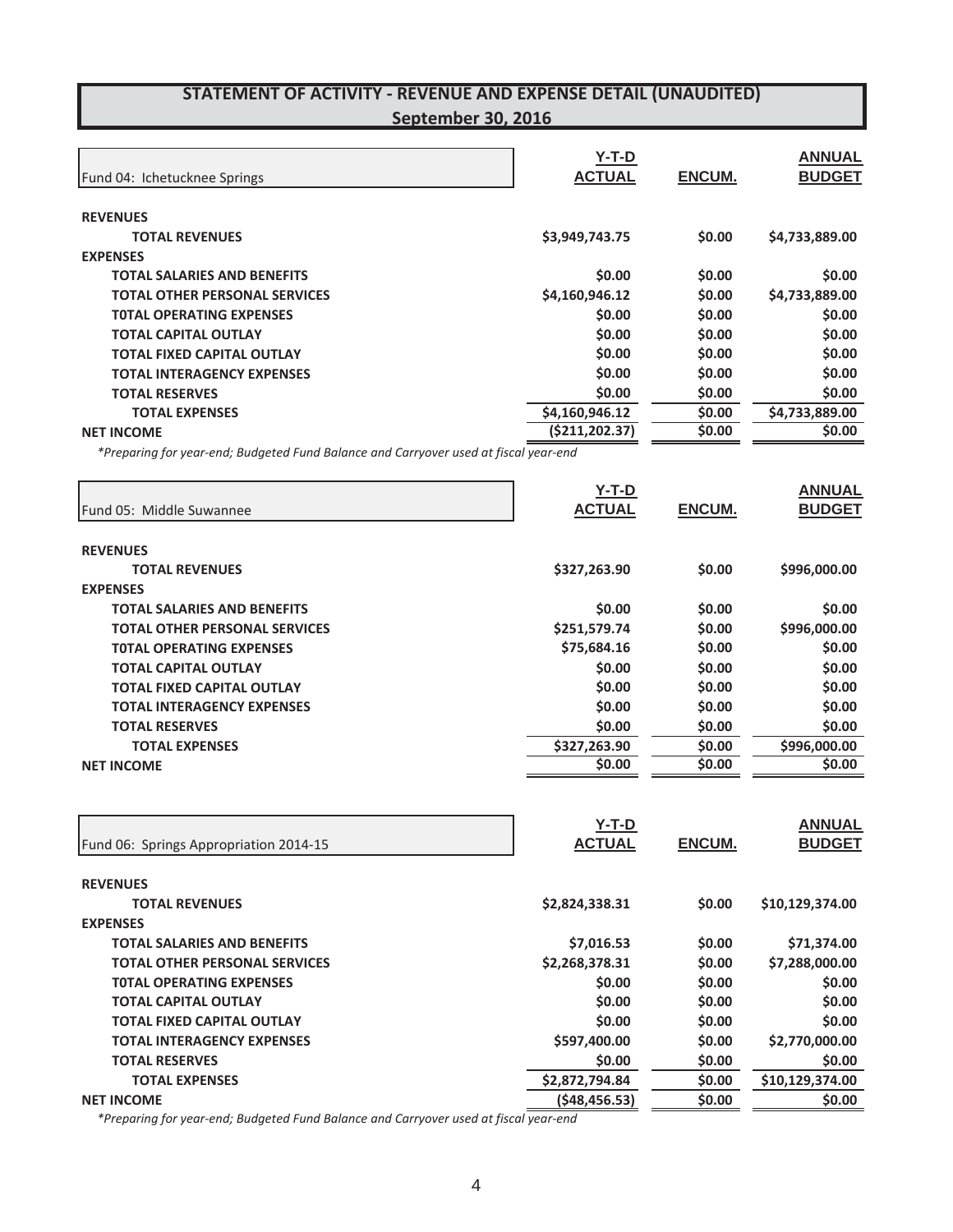# STATEMENT OF ACTIVITY - REVENUE AND EXPENSE DETAIL (UNAUDITED)

## September 30, 2016

| Fund 04: Ichetucknee Springs | Y-T-D ACTUAL | ENCUM. | ANNUAL BUDGET |
|---|---|---|---|
| **REVENUES** | | | |
| **TOTAL REVENUES** | $3,949,743.75 | $0.00 | $4,733,889.00 |
| **EXPENSES** | | | |
| **TOTAL SALARIES AND BENEFITS** | $0.00 | $0.00 | $0.00 |
| **TOTAL OTHER PERSONAL SERVICES** | $4,160,946.12 | $0.00 | $4,733,889.00 |
| **T0TAL OPERATING EXPENSES** | $0.00 | $0.00 | $0.00 |
| **TOTAL CAPITAL OUTLAY** | $0.00 | $0.00 | $0.00 |
| **TOTAL FIXED CAPITAL OUTLAY** | $0.00 | $0.00 | $0.00 |
| **TOTAL INTERAGENCY EXPENSES** | $0.00 | $0.00 | $0.00 |
| **TOTAL RESERVES** | $0.00 | $0.00 | $0.00 |
| **TOTAL EXPENSES** | $4,160,946.12 | $0.00 | $4,733,889.00 |
| **NET INCOME** | ($211,202.37) | $0.00 | $0.00 |

*\*Preparing for year-end; Budgeted Fund Balance and Carryover used at fiscal year-end*

| Fund 05: Middle Suwannee | Y-T-D ACTUAL | ENCUM. | ANNUAL BUDGET |
|---|---|---|---|
| **REVENUES** | | | |
| **TOTAL REVENUES** | $327,263.90 | $0.00 | $996,000.00 |
| **EXPENSES** | | | |
| **TOTAL SALARIES AND BENEFITS** | $0.00 | $0.00 | $0.00 |
| **TOTAL OTHER PERSONAL SERVICES** | $251,579.74 | $0.00 | $996,000.00 |
| **T0TAL OPERATING EXPENSES** | $75,684.16 | $0.00 | $0.00 |
| **TOTAL CAPITAL OUTLAY** | $0.00 | $0.00 | $0.00 |
| **TOTAL FIXED CAPITAL OUTLAY** | $0.00 | $0.00 | $0.00 |
| **TOTAL INTERAGENCY EXPENSES** | $0.00 | $0.00 | $0.00 |
| **TOTAL RESERVES** | $0.00 | $0.00 | $0.00 |
| **TOTAL EXPENSES** | $327,263.90 | $0.00 | $996,000.00 |
| **NET INCOME** | $0.00 | $0.00 | $0.00 |

| Fund 06: Springs Appropriation 2014-15 | Y-T-D ACTUAL | ENCUM. | ANNUAL BUDGET |
|---|---|---|---|
| **REVENUES** | | | |
| **TOTAL REVENUES** | $2,824,338.31 | $0.00 | $10,129,374.00 |
| **EXPENSES** | | | |
| **TOTAL SALARIES AND BENEFITS** | $7,016.53 | $0.00 | $71,374.00 |
| **TOTAL OTHER PERSONAL SERVICES** | $2,268,378.31 | $0.00 | $7,288,000.00 |
| **T0TAL OPERATING EXPENSES** | $0.00 | $0.00 | $0.00 |
| **TOTAL CAPITAL OUTLAY** | $0.00 | $0.00 | $0.00 |
| **TOTAL FIXED CAPITAL OUTLAY** | $0.00 | $0.00 | $0.00 |
| **TOTAL INTERAGENCY EXPENSES** | $597,400.00 | $0.00 | $2,770,000.00 |
| **TOTAL RESERVES** | $0.00 | $0.00 | $0.00 |
| **TOTAL EXPENSES** | $2,872,794.84 | $0.00 | $10,129,374.00 |
| **NET INCOME** | ($48,456.53) | $0.00 | $0.00 |

*\*Preparing for year-end; Budgeted Fund Balance and Carryover used at fiscal year-end*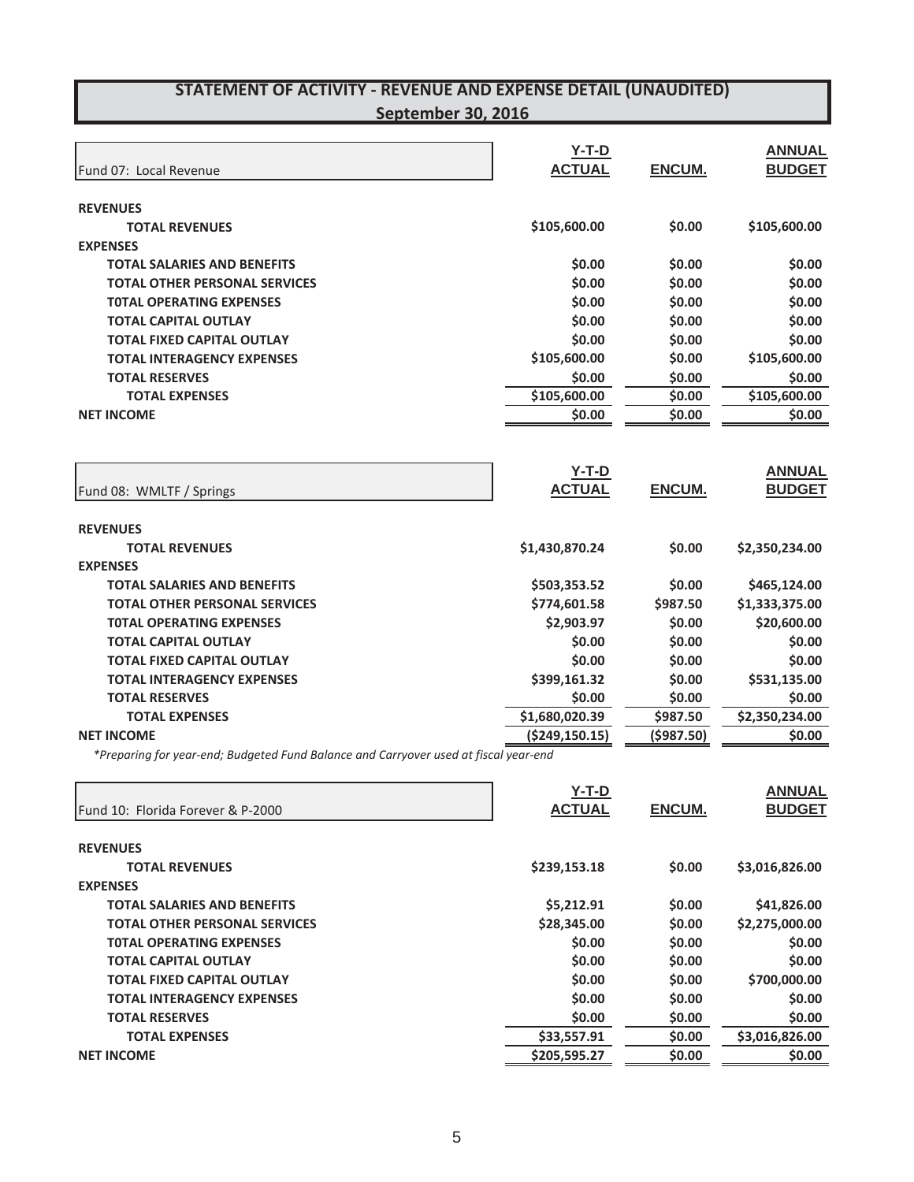# STATEMENT OF ACTIVITY - REVENUE AND EXPENSE DETAIL (UNAUDITED)
## September 30, 2016

| Fund 07: Local Revenue | Y-T-D ACTUAL | ENCUM. | ANNUAL BUDGET |
|---|---|---|---|
| **REVENUES** | | | |
| **TOTAL REVENUES** | **$105,600.00** | **$0.00** | **$105,600.00** |
| **EXPENSES** | | | |
| **TOTAL SALARIES AND BENEFITS** | **$0.00** | **$0.00** | **$0.00** |
| **TOTAL OTHER PERSONAL SERVICES** | **$0.00** | **$0.00** | **$0.00** |
| **T0TAL OPERATING EXPENSES** | **$0.00** | **$0.00** | **$0.00** |
| **TOTAL CAPITAL OUTLAY** | **$0.00** | **$0.00** | **$0.00** |
| **TOTAL FIXED CAPITAL OUTLAY** | **$0.00** | **$0.00** | **$0.00** |
| **TOTAL INTERAGENCY EXPENSES** | **$105,600.00** | **$0.00** | **$105,600.00** |
| **TOTAL RESERVES** | **$0.00** | **$0.00** | **$0.00** |
| **TOTAL EXPENSES** | **$105,600.00** | **$0.00** | **$105,600.00** |
| **NET INCOME** | **$0.00** | **$0.00** | **$0.00** |

| Fund 08: WMLTF / Springs | Y-T-D ACTUAL | ENCUM. | ANNUAL BUDGET |
|---|---|---|---|
| **REVENUES** | | | |
| **TOTAL REVENUES** | **$1,430,870.24** | **$0.00** | **$2,350,234.00** |
| **EXPENSES** | | | |
| **TOTAL SALARIES AND BENEFITS** | **$503,353.52** | **$0.00** | **$465,124.00** |
| **TOTAL OTHER PERSONAL SERVICES** | **$774,601.58** | **$987.50** | **$1,333,375.00** |
| **T0TAL OPERATING EXPENSES** | **$2,903.97** | **$0.00** | **$20,600.00** |
| **TOTAL CAPITAL OUTLAY** | **$0.00** | **$0.00** | **$0.00** |
| **TOTAL FIXED CAPITAL OUTLAY** | **$0.00** | **$0.00** | **$0.00** |
| **TOTAL INTERAGENCY EXPENSES** | **$399,161.32** | **$0.00** | **$531,135.00** |
| **TOTAL RESERVES** | **$0.00** | **$0.00** | **$0.00** |
| **TOTAL EXPENSES** | **$1,680,020.39** | **$987.50** | **$2,350,234.00** |
| **NET INCOME** | **($249,150.15)** | **($987.50)** | **$0.00** |

*\*Preparing for year-end; Budgeted Fund Balance and Carryover used at fiscal year-end*

| Fund 10: Florida Forever & P-2000 | Y-T-D ACTUAL | ENCUM. | ANNUAL BUDGET |
|---|---|---|---|
| **REVENUES** | | | |
| **TOTAL REVENUES** | **$239,153.18** | **$0.00** | **$3,016,826.00** |
| **EXPENSES** | | | |
| **TOTAL SALARIES AND BENEFITS** | **$5,212.91** | **$0.00** | **$41,826.00** |
| **TOTAL OTHER PERSONAL SERVICES** | **$28,345.00** | **$0.00** | **$2,275,000.00** |
| **T0TAL OPERATING EXPENSES** | **$0.00** | **$0.00** | **$0.00** |
| **TOTAL CAPITAL OUTLAY** | **$0.00** | **$0.00** | **$0.00** |
| **TOTAL FIXED CAPITAL OUTLAY** | **$0.00** | **$0.00** | **$700,000.00** |
| **TOTAL INTERAGENCY EXPENSES** | **$0.00** | **$0.00** | **$0.00** |
| **TOTAL RESERVES** | **$0.00** | **$0.00** | **$0.00** |
| **TOTAL EXPENSES** | **$33,557.91** | **$0.00** | **$3,016,826.00** |
| **NET INCOME** | **$205,595.27** | **$0.00** | **$0.00** |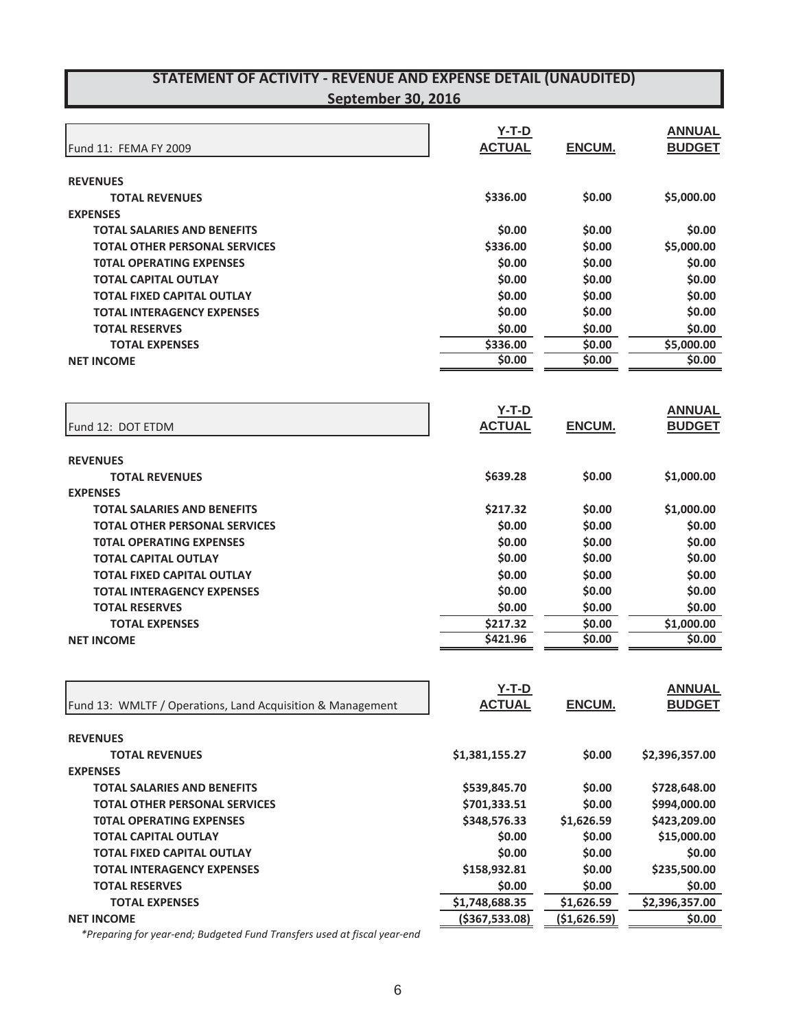# STATEMENT OF ACTIVITY - REVENUE AND EXPENSE DETAIL (UNAUDITED)

## September 30, 2016

| Fund 11: FEMA FY 2009 | Y-T-D ACTUAL | ENCUM. | ANNUAL BUDGET |
|---|---|---|---|
| **REVENUES** | | | |
| **TOTAL REVENUES** | **$336.00** | **$0.00** | **$5,000.00** |
| **EXPENSES** | | | |
| **TOTAL SALARIES AND BENEFITS** | **$0.00** | **$0.00** | **$0.00** |
| **TOTAL OTHER PERSONAL SERVICES** | **$336.00** | **$0.00** | **$5,000.00** |
| **T0TAL OPERATING EXPENSES** | **$0.00** | **$0.00** | **$0.00** |
| **TOTAL CAPITAL OUTLAY** | **$0.00** | **$0.00** | **$0.00** |
| **TOTAL FIXED CAPITAL OUTLAY** | **$0.00** | **$0.00** | **$0.00** |
| **TOTAL INTERAGENCY EXPENSES** | **$0.00** | **$0.00** | **$0.00** |
| **TOTAL RESERVES** | **$0.00** | **$0.00** | **$0.00** |
| **TOTAL EXPENSES** | **$336.00** | **$0.00** | **$5,000.00** |
| **NET INCOME** | **$0.00** | **$0.00** | **$0.00** |

| Fund 12: DOT ETDM | Y-T-D ACTUAL | ENCUM. | ANNUAL BUDGET |
|---|---|---|---|
| **REVENUES** | | | |
| **TOTAL REVENUES** | **$639.28** | **$0.00** | **$1,000.00** |
| **EXPENSES** | | | |
| **TOTAL SALARIES AND BENEFITS** | **$217.32** | **$0.00** | **$1,000.00** |
| **TOTAL OTHER PERSONAL SERVICES** | **$0.00** | **$0.00** | **$0.00** |
| **T0TAL OPERATING EXPENSES** | **$0.00** | **$0.00** | **$0.00** |
| **TOTAL CAPITAL OUTLAY** | **$0.00** | **$0.00** | **$0.00** |
| **TOTAL FIXED CAPITAL OUTLAY** | **$0.00** | **$0.00** | **$0.00** |
| **TOTAL INTERAGENCY EXPENSES** | **$0.00** | **$0.00** | **$0.00** |
| **TOTAL RESERVES** | **$0.00** | **$0.00** | **$0.00** |
| **TOTAL EXPENSES** | **$217.32** | **$0.00** | **$1,000.00** |
| **NET INCOME** | **$421.96** | **$0.00** | **$0.00** |

| Fund 13: WMLTF / Operations, Land Acquisition & Management | Y-T-D ACTUAL | ENCUM. | ANNUAL BUDGET |
|---|---|---|---|
| **REVENUES** | | | |
| **TOTAL REVENUES** | **$1,381,155.27** | **$0.00** | **$2,396,357.00** |
| **EXPENSES** | | | |
| **TOTAL SALARIES AND BENEFITS** | **$539,845.70** | **$0.00** | **$728,648.00** |
| **TOTAL OTHER PERSONAL SERVICES** | **$701,333.51** | **$0.00** | **$994,000.00** |
| **T0TAL OPERATING EXPENSES** | **$348,576.33** | **$1,626.59** | **$423,209.00** |
| **TOTAL CAPITAL OUTLAY** | **$0.00** | **$0.00** | **$15,000.00** |
| **TOTAL FIXED CAPITAL OUTLAY** | **$0.00** | **$0.00** | **$0.00** |
| **TOTAL INTERAGENCY EXPENSES** | **$158,932.81** | **$0.00** | **$235,500.00** |
| **TOTAL RESERVES** | **$0.00** | **$0.00** | **$0.00** |
| **TOTAL EXPENSES** | **$1,748,688.35** | **$1,626.59** | **$2,396,357.00** |
| **NET INCOME** | **($367,533.08)** | **($1,626.59)** | **$0.00** |

*\*Preparing for year-end; Budgeted Fund Transfers used at fiscal year-end*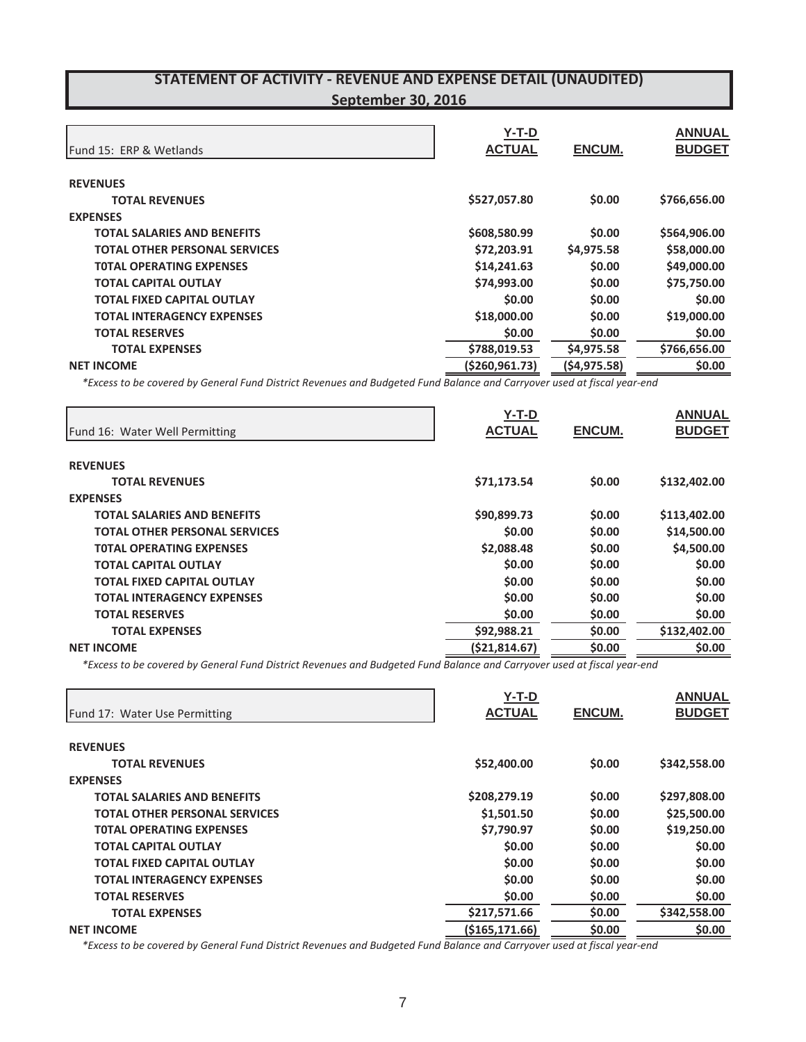# STATEMENT OF ACTIVITY - REVENUE AND EXPENSE DETAIL (UNAUDITED)

## September 30, 2016

| Fund 15: ERP & Wetlands | Y-T-D ACTUAL | ENCUM. | ANNUAL BUDGET |
|---|---|---|---|
| **REVENUES** | | | |
| **TOTAL REVENUES** | **$527,057.80** | **$0.00** | **$766,656.00** |
| **EXPENSES** | | | |
| **TOTAL SALARIES AND BENEFITS** | **$608,580.99** | **$0.00** | **$564,906.00** |
| **TOTAL OTHER PERSONAL SERVICES** | **$72,203.91** | **$4,975.58** | **$58,000.00** |
| **T0TAL OPERATING EXPENSES** | **$14,241.63** | **$0.00** | **$49,000.00** |
| **TOTAL CAPITAL OUTLAY** | **$74,993.00** | **$0.00** | **$75,750.00** |
| **TOTAL FIXED CAPITAL OUTLAY** | **$0.00** | **$0.00** | **$0.00** |
| **TOTAL INTERAGENCY EXPENSES** | **$18,000.00** | **$0.00** | **$19,000.00** |
| **TOTAL RESERVES** | **$0.00** | **$0.00** | **$0.00** |
| **TOTAL EXPENSES** | **$788,019.53** | **$4,975.58** | **$766,656.00** |
| **NET INCOME** | **($260,961.73)** | **($4,975.58)** | **$0.00** |

*\*Excess to be covered by General Fund District Revenues and Budgeted Fund Balance and Carryover used at fiscal year-end*

| Fund 16: Water Well Permitting | Y-T-D ACTUAL | ENCUM. | ANNUAL BUDGET |
|---|---|---|---|
| **REVENUES** | | | |
| **TOTAL REVENUES** | **$71,173.54** | **$0.00** | **$132,402.00** |
| **EXPENSES** | | | |
| **TOTAL SALARIES AND BENEFITS** | **$90,899.73** | **$0.00** | **$113,402.00** |
| **TOTAL OTHER PERSONAL SERVICES** | **$0.00** | **$0.00** | **$14,500.00** |
| **T0TAL OPERATING EXPENSES** | **$2,088.48** | **$0.00** | **$4,500.00** |
| **TOTAL CAPITAL OUTLAY** | **$0.00** | **$0.00** | **$0.00** |
| **TOTAL FIXED CAPITAL OUTLAY** | **$0.00** | **$0.00** | **$0.00** |
| **TOTAL INTERAGENCY EXPENSES** | **$0.00** | **$0.00** | **$0.00** |
| **TOTAL RESERVES** | **$0.00** | **$0.00** | **$0.00** |
| **TOTAL EXPENSES** | **$92,988.21** | **$0.00** | **$132,402.00** |
| **NET INCOME** | **($21,814.67)** | **$0.00** | **$0.00** |

*\*Excess to be covered by General Fund District Revenues and Budgeted Fund Balance and Carryover used at fiscal year-end*

| Fund 17: Water Use Permitting | Y-T-D ACTUAL | ENCUM. | ANNUAL BUDGET |
|---|---|---|---|
| **REVENUES** | | | |
| **TOTAL REVENUES** | **$52,400.00** | **$0.00** | **$342,558.00** |
| **EXPENSES** | | | |
| **TOTAL SALARIES AND BENEFITS** | **$208,279.19** | **$0.00** | **$297,808.00** |
| **TOTAL OTHER PERSONAL SERVICES** | **$1,501.50** | **$0.00** | **$25,500.00** |
| **T0TAL OPERATING EXPENSES** | **$7,790.97** | **$0.00** | **$19,250.00** |
| **TOTAL CAPITAL OUTLAY** | **$0.00** | **$0.00** | **$0.00** |
| **TOTAL FIXED CAPITAL OUTLAY** | **$0.00** | **$0.00** | **$0.00** |
| **TOTAL INTERAGENCY EXPENSES** | **$0.00** | **$0.00** | **$0.00** |
| **TOTAL RESERVES** | **$0.00** | **$0.00** | **$0.00** |
| **TOTAL EXPENSES** | **$217,571.66** | **$0.00** | **$342,558.00** |
| **NET INCOME** | **($165,171.66)** | **$0.00** | **$0.00** |

*\*Excess to be covered by General Fund District Revenues and Budgeted Fund Balance and Carryover used at fiscal year-end*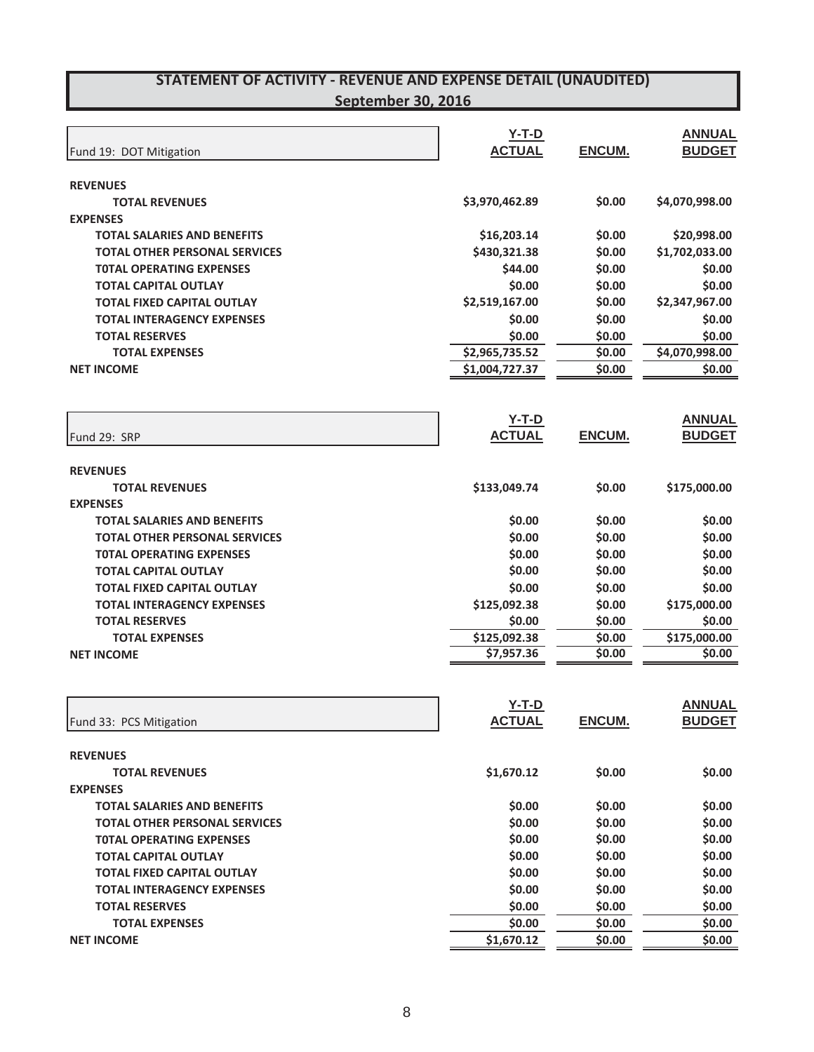# STATEMENT OF ACTIVITY - REVENUE AND EXPENSE DETAIL (UNAUDITED)
## September 30, 2016

| Fund 19: DOT Mitigation | Y-T-D ACTUAL | ENCUM. | ANNUAL BUDGET |
|---|---|---|---|
| **REVENUES** | | | |
| **TOTAL REVENUES** | $3,970,462.89 | $0.00 | $4,070,998.00 |
| **EXPENSES** | | | |
| **TOTAL SALARIES AND BENEFITS** | $16,203.14 | $0.00 | $20,998.00 |
| **TOTAL OTHER PERSONAL SERVICES** | $430,321.38 | $0.00 | $1,702,033.00 |
| **T0TAL OPERATING EXPENSES** | $44.00 | $0.00 | $0.00 |
| **TOTAL CAPITAL OUTLAY** | $0.00 | $0.00 | $0.00 |
| **TOTAL FIXED CAPITAL OUTLAY** | $2,519,167.00 | $0.00 | $2,347,967.00 |
| **TOTAL INTERAGENCY EXPENSES** | $0.00 | $0.00 | $0.00 |
| **TOTAL RESERVES** | $0.00 | $0.00 | $0.00 |
| **TOTAL EXPENSES** | $2,965,735.52 | $0.00 | $4,070,998.00 |
| **NET INCOME** | $1,004,727.37 | $0.00 | $0.00 |

| Fund 29: SRP | Y-T-D ACTUAL | ENCUM. | ANNUAL BUDGET |
|---|---|---|---|
| **REVENUES** | | | |
| **TOTAL REVENUES** | $133,049.74 | $0.00 | $175,000.00 |
| **EXPENSES** | | | |
| **TOTAL SALARIES AND BENEFITS** | $0.00 | $0.00 | $0.00 |
| **TOTAL OTHER PERSONAL SERVICES** | $0.00 | $0.00 | $0.00 |
| **T0TAL OPERATING EXPENSES** | $0.00 | $0.00 | $0.00 |
| **TOTAL CAPITAL OUTLAY** | $0.00 | $0.00 | $0.00 |
| **TOTAL FIXED CAPITAL OUTLAY** | $0.00 | $0.00 | $0.00 |
| **TOTAL INTERAGENCY EXPENSES** | $125,092.38 | $0.00 | $175,000.00 |
| **TOTAL RESERVES** | $0.00 | $0.00 | $0.00 |
| **TOTAL EXPENSES** | $125,092.38 | $0.00 | $175,000.00 |
| **NET INCOME** | $7,957.36 | $0.00 | $0.00 |

| Fund 33: PCS Mitigation | Y-T-D ACTUAL | ENCUM. | ANNUAL BUDGET |
|---|---|---|---|
| **REVENUES** | | | |
| **TOTAL REVENUES** | $1,670.12 | $0.00 | $0.00 |
| **EXPENSES** | | | |
| **TOTAL SALARIES AND BENEFITS** | $0.00 | $0.00 | $0.00 |
| **TOTAL OTHER PERSONAL SERVICES** | $0.00 | $0.00 | $0.00 |
| **T0TAL OPERATING EXPENSES** | $0.00 | $0.00 | $0.00 |
| **TOTAL CAPITAL OUTLAY** | $0.00 | $0.00 | $0.00 |
| **TOTAL FIXED CAPITAL OUTLAY** | $0.00 | $0.00 | $0.00 |
| **TOTAL INTERAGENCY EXPENSES** | $0.00 | $0.00 | $0.00 |
| **TOTAL RESERVES** | $0.00 | $0.00 | $0.00 |
| **TOTAL EXPENSES** | $0.00 | $0.00 | $0.00 |
| **NET INCOME** | $1,670.12 | $0.00 | $0.00 |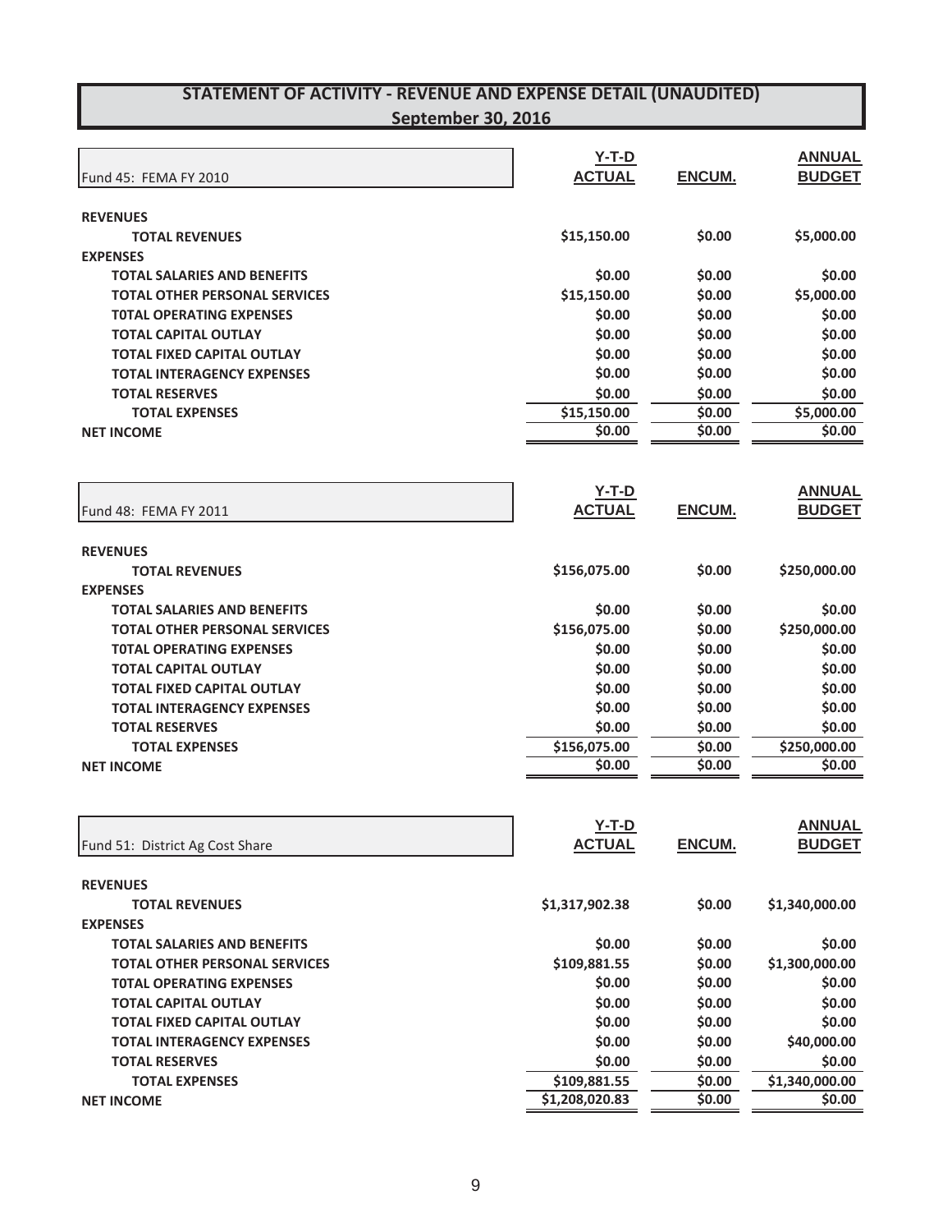# STATEMENT OF ACTIVITY - REVENUE AND EXPENSE DETAIL (UNAUDITED)

## September 30, 2016

| Fund 45: FEMA FY 2010 | Y-T-D ACTUAL | ENCUM. | ANNUAL BUDGET |
|---|---|---|---|
| **REVENUES** | | | |
| **TOTAL REVENUES** | **$15,150.00** | **$0.00** | **$5,000.00** |
| **EXPENSES** | | | |
| **TOTAL SALARIES AND BENEFITS** | **$0.00** | **$0.00** | **$0.00** |
| **TOTAL OTHER PERSONAL SERVICES** | **$15,150.00** | **$0.00** | **$5,000.00** |
| **T0TAL OPERATING EXPENSES** | **$0.00** | **$0.00** | **$0.00** |
| **TOTAL CAPITAL OUTLAY** | **$0.00** | **$0.00** | **$0.00** |
| **TOTAL FIXED CAPITAL OUTLAY** | **$0.00** | **$0.00** | **$0.00** |
| **TOTAL INTERAGENCY EXPENSES** | **$0.00** | **$0.00** | **$0.00** |
| **TOTAL RESERVES** | **$0.00** | **$0.00** | **$0.00** |
| **TOTAL EXPENSES** | **$15,150.00** | **$0.00** | **$5,000.00** |
| **NET INCOME** | **$0.00** | **$0.00** | **$0.00** |

| Fund 48: FEMA FY 2011 | Y-T-D ACTUAL | ENCUM. | ANNUAL BUDGET |
|---|---|---|---|
| **REVENUES** | | | |
| **TOTAL REVENUES** | **$156,075.00** | **$0.00** | **$250,000.00** |
| **EXPENSES** | | | |
| **TOTAL SALARIES AND BENEFITS** | **$0.00** | **$0.00** | **$0.00** |
| **TOTAL OTHER PERSONAL SERVICES** | **$156,075.00** | **$0.00** | **$250,000.00** |
| **T0TAL OPERATING EXPENSES** | **$0.00** | **$0.00** | **$0.00** |
| **TOTAL CAPITAL OUTLAY** | **$0.00** | **$0.00** | **$0.00** |
| **TOTAL FIXED CAPITAL OUTLAY** | **$0.00** | **$0.00** | **$0.00** |
| **TOTAL INTERAGENCY EXPENSES** | **$0.00** | **$0.00** | **$0.00** |
| **TOTAL RESERVES** | **$0.00** | **$0.00** | **$0.00** |
| **TOTAL EXPENSES** | **$156,075.00** | **$0.00** | **$250,000.00** |
| **NET INCOME** | **$0.00** | **$0.00** | **$0.00** |

| Fund 51: District Ag Cost Share | Y-T-D ACTUAL | ENCUM. | ANNUAL BUDGET |
|---|---|---|---|
| **REVENUES** | | | |
| **TOTAL REVENUES** | **$1,317,902.38** | **$0.00** | **$1,340,000.00** |
| **EXPENSES** | | | |
| **TOTAL SALARIES AND BENEFITS** | **$0.00** | **$0.00** | **$0.00** |
| **TOTAL OTHER PERSONAL SERVICES** | **$109,881.55** | **$0.00** | **$1,300,000.00** |
| **T0TAL OPERATING EXPENSES** | **$0.00** | **$0.00** | **$0.00** |
| **TOTAL CAPITAL OUTLAY** | **$0.00** | **$0.00** | **$0.00** |
| **TOTAL FIXED CAPITAL OUTLAY** | **$0.00** | **$0.00** | **$0.00** |
| **TOTAL INTERAGENCY EXPENSES** | **$0.00** | **$0.00** | **$40,000.00** |
| **TOTAL RESERVES** | **$0.00** | **$0.00** | **$0.00** |
| **TOTAL EXPENSES** | **$109,881.55** | **$0.00** | **$1,340,000.00** |
| **NET INCOME** | **$1,208,020.83** | **$0.00** | **$0.00** |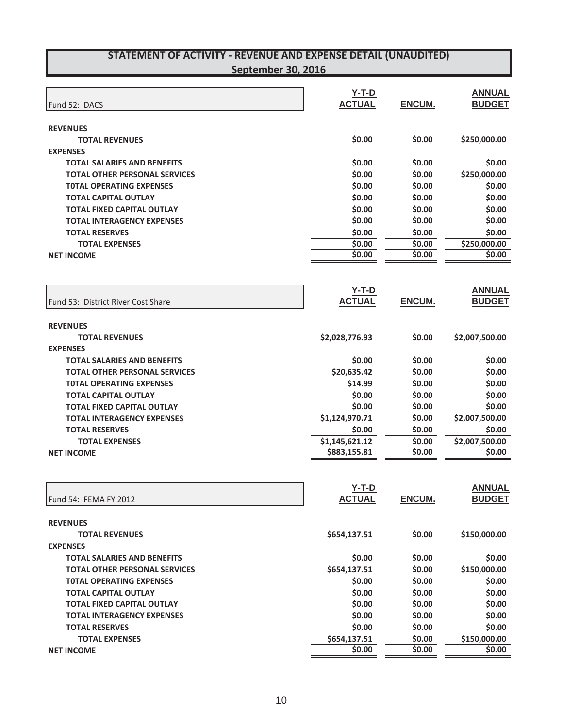# STATEMENT OF ACTIVITY - REVENUE AND EXPENSE DETAIL (UNAUDITED)

## September 30, 2016

| Fund 52: DACS | Y-T-D ACTUAL | ENCUM. | ANNUAL BUDGET |
|---|---|---|---|
| **REVENUES** | | | |
| **TOTAL REVENUES** | **$0.00** | **$0.00** | **$250,000.00** |
| **EXPENSES** | | | |
| **TOTAL SALARIES AND BENEFITS** | **$0.00** | **$0.00** | **$0.00** |
| **TOTAL OTHER PERSONAL SERVICES** | **$0.00** | **$0.00** | **$250,000.00** |
| **T0TAL OPERATING EXPENSES** | **$0.00** | **$0.00** | **$0.00** |
| **TOTAL CAPITAL OUTLAY** | **$0.00** | **$0.00** | **$0.00** |
| **TOTAL FIXED CAPITAL OUTLAY** | **$0.00** | **$0.00** | **$0.00** |
| **TOTAL INTERAGENCY EXPENSES** | **$0.00** | **$0.00** | **$0.00** |
| **TOTAL RESERVES** | **$0.00** | **$0.00** | **$0.00** |
| **TOTAL EXPENSES** | **$0.00** | **$0.00** | **$250,000.00** |
| **NET INCOME** | **$0.00** | **$0.00** | **$0.00** |

| Fund 53: District River Cost Share | Y-T-D ACTUAL | ENCUM. | ANNUAL BUDGET |
|---|---|---|---|
| **REVENUES** | | | |
| **TOTAL REVENUES** | **$2,028,776.93** | **$0.00** | **$2,007,500.00** |
| **EXPENSES** | | | |
| **TOTAL SALARIES AND BENEFITS** | **$0.00** | **$0.00** | **$0.00** |
| **TOTAL OTHER PERSONAL SERVICES** | **$20,635.42** | **$0.00** | **$0.00** |
| **T0TAL OPERATING EXPENSES** | **$14.99** | **$0.00** | **$0.00** |
| **TOTAL CAPITAL OUTLAY** | **$0.00** | **$0.00** | **$0.00** |
| **TOTAL FIXED CAPITAL OUTLAY** | **$0.00** | **$0.00** | **$0.00** |
| **TOTAL INTERAGENCY EXPENSES** | **$1,124,970.71** | **$0.00** | **$2,007,500.00** |
| **TOTAL RESERVES** | **$0.00** | **$0.00** | **$0.00** |
| **TOTAL EXPENSES** | **$1,145,621.12** | **$0.00** | **$2,007,500.00** |
| **NET INCOME** | **$883,155.81** | **$0.00** | **$0.00** |

| Fund 54: FEMA FY 2012 | Y-T-D ACTUAL | ENCUM. | ANNUAL BUDGET |
|---|---|---|---|
| **REVENUES** | | | |
| **TOTAL REVENUES** | **$654,137.51** | **$0.00** | **$150,000.00** |
| **EXPENSES** | | | |
| **TOTAL SALARIES AND BENEFITS** | **$0.00** | **$0.00** | **$0.00** |
| **TOTAL OTHER PERSONAL SERVICES** | **$654,137.51** | **$0.00** | **$150,000.00** |
| **T0TAL OPERATING EXPENSES** | **$0.00** | **$0.00** | **$0.00** |
| **TOTAL CAPITAL OUTLAY** | **$0.00** | **$0.00** | **$0.00** |
| **TOTAL FIXED CAPITAL OUTLAY** | **$0.00** | **$0.00** | **$0.00** |
| **TOTAL INTERAGENCY EXPENSES** | **$0.00** | **$0.00** | **$0.00** |
| **TOTAL RESERVES** | **$0.00** | **$0.00** | **$0.00** |
| **TOTAL EXPENSES** | **$654,137.51** | **$0.00** | **$150,000.00** |
| **NET INCOME** | **$0.00** | **$0.00** | **$0.00** |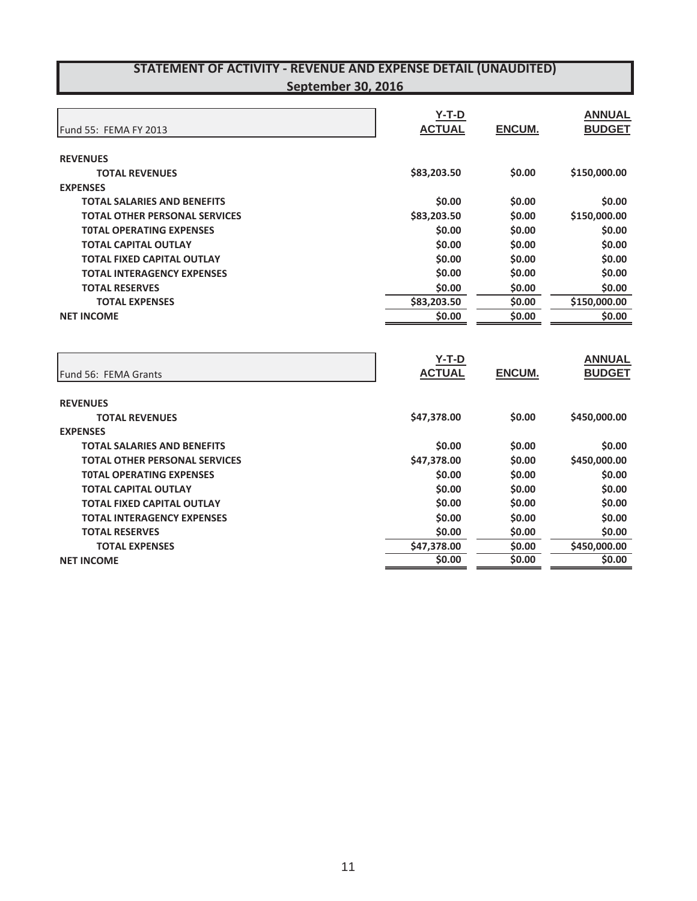# STATEMENT OF ACTIVITY - REVENUE AND EXPENSE DETAIL (UNAUDITED)
## September 30, 2016

| Fund 55: FEMA FY 2013 | Y-T-D ACTUAL | ENCUM. | ANNUAL BUDGET |
|---|---|---|---|
| **REVENUES** | | | |
| **TOTAL REVENUES** | $83,203.50 | $0.00 | $150,000.00 |
| **EXPENSES** | | | |
| **TOTAL SALARIES AND BENEFITS** | $0.00 | $0.00 | $0.00 |
| **TOTAL OTHER PERSONAL SERVICES** | $83,203.50 | $0.00 | $150,000.00 |
| **T0TAL OPERATING EXPENSES** | $0.00 | $0.00 | $0.00 |
| **TOTAL CAPITAL OUTLAY** | $0.00 | $0.00 | $0.00 |
| **TOTAL FIXED CAPITAL OUTLAY** | $0.00 | $0.00 | $0.00 |
| **TOTAL INTERAGENCY EXPENSES** | $0.00 | $0.00 | $0.00 |
| **TOTAL RESERVES** | $0.00 | $0.00 | $0.00 |
| **TOTAL EXPENSES** | $83,203.50 | $0.00 | $150,000.00 |
| **NET INCOME** | $0.00 | $0.00 | $0.00 |

| Fund 56: FEMA Grants | Y-T-D ACTUAL | ENCUM. | ANNUAL BUDGET |
|---|---|---|---|
| **REVENUES** | | | |
| **TOTAL REVENUES** | $47,378.00 | $0.00 | $450,000.00 |
| **EXPENSES** | | | |
| **TOTAL SALARIES AND BENEFITS** | $0.00 | $0.00 | $0.00 |
| **TOTAL OTHER PERSONAL SERVICES** | $47,378.00 | $0.00 | $450,000.00 |
| **T0TAL OPERATING EXPENSES** | $0.00 | $0.00 | $0.00 |
| **TOTAL CAPITAL OUTLAY** | $0.00 | $0.00 | $0.00 |
| **TOTAL FIXED CAPITAL OUTLAY** | $0.00 | $0.00 | $0.00 |
| **TOTAL INTERAGENCY EXPENSES** | $0.00 | $0.00 | $0.00 |
| **TOTAL RESERVES** | $0.00 | $0.00 | $0.00 |
| **TOTAL EXPENSES** | $47,378.00 | $0.00 | $450,000.00 |
| **NET INCOME** | $0.00 | $0.00 | $0.00 |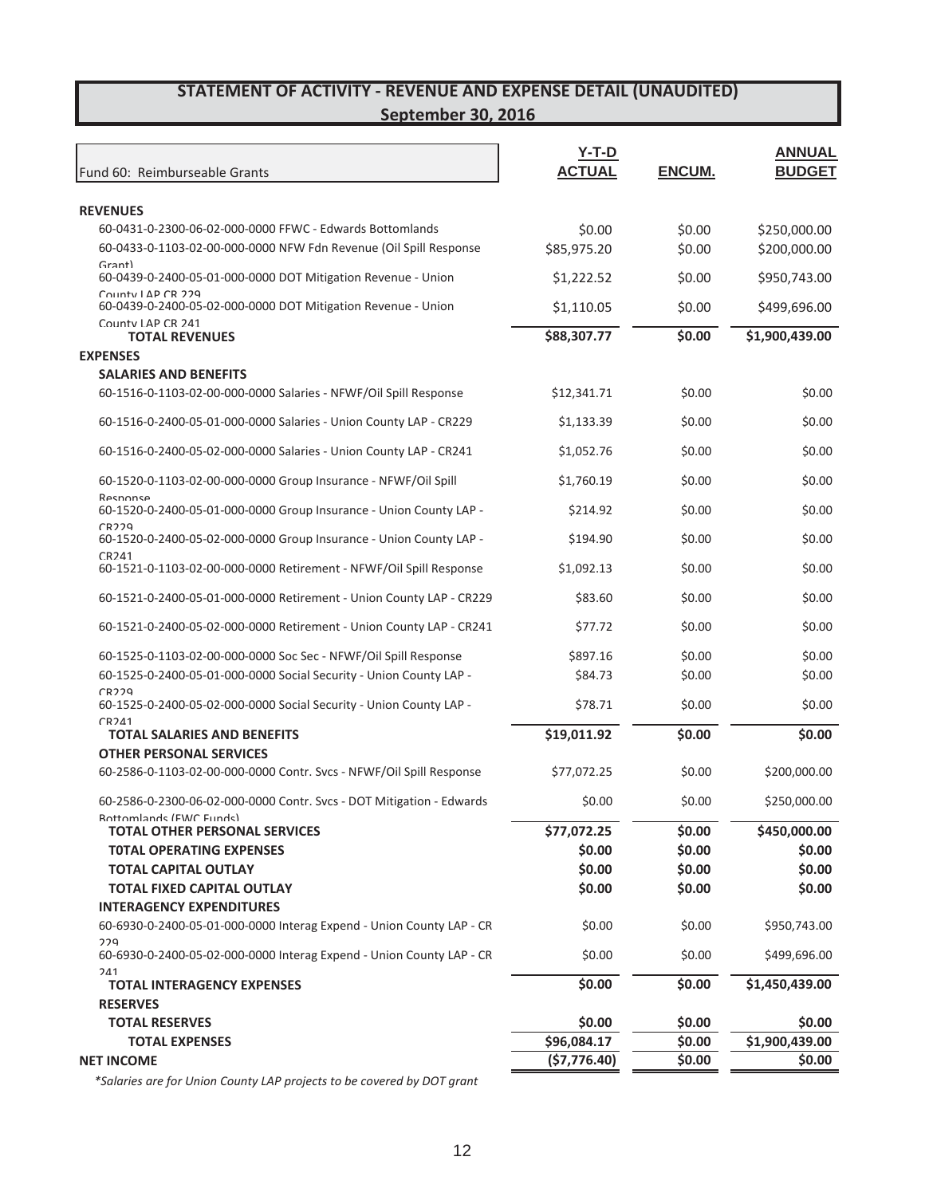## STATEMENT OF ACTIVITY - REVENUE AND EXPENSE DETAIL (UNAUDITED)

**September 30, 2016**

| Fund 60: Reimburseable Grants | Y-T-D ACTUAL | ENCUM. | ANNUAL BUDGET |
|---|---|---|---|
| **REVENUES** | | | |
| 60-0431-0-2300-06-02-000-0000 FFWC - Edwards Bottomlands | $0.00 | $0.00 | $250,000.00 |
| 60-0433-0-1103-02-00-000-0000 NFW Fdn Revenue (Oil Spill Response Grant) | $85,975.20 | $0.00 | $200,000.00 |
| 60-0439-0-2400-05-01-000-0000 DOT Mitigation Revenue - Union County LAP CR 229 | $1,222.52 | $0.00 | $950,743.00 |
| 60-0439-0-2400-05-02-000-0000 DOT Mitigation Revenue - Union County LAP CR 241 | $1,110.05 | $0.00 | $499,696.00 |
| **TOTAL REVENUES** | **$88,307.77** | **$0.00** | **$1,900,439.00** |
| **EXPENSES** | | | |
| **SALARIES AND BENEFITS** | | | |
| 60-1516-0-1103-02-00-000-0000 Salaries - NFWF/Oil Spill Response | $12,341.71 | $0.00 | $0.00 |
| 60-1516-0-2400-05-01-000-0000 Salaries - Union County LAP - CR229 | $1,133.39 | $0.00 | $0.00 |
| 60-1516-0-2400-05-02-000-0000 Salaries - Union County LAP - CR241 | $1,052.76 | $0.00 | $0.00 |
| 60-1520-0-1103-02-00-000-0000 Group Insurance - NFWF/Oil Spill Response | $1,760.19 | $0.00 | $0.00 |
| 60-1520-0-2400-05-01-000-0000 Group Insurance - Union County LAP - CR229 | $214.92 | $0.00 | $0.00 |
| 60-1520-0-2400-05-02-000-0000 Group Insurance - Union County LAP - CR241 | $194.90 | $0.00 | $0.00 |
| 60-1521-0-1103-02-00-000-0000 Retirement - NFWF/Oil Spill Response | $1,092.13 | $0.00 | $0.00 |
| 60-1521-0-2400-05-01-000-0000 Retirement - Union County LAP - CR229 | $83.60 | $0.00 | $0.00 |
| 60-1521-0-2400-05-02-000-0000 Retirement - Union County LAP - CR241 | $77.72 | $0.00 | $0.00 |
| 60-1525-0-1103-02-00-000-0000 Soc Sec - NFWF/Oil Spill Response | $897.16 | $0.00 | $0.00 |
| 60-1525-0-2400-05-01-000-0000 Social Security - Union County LAP - CR229 | $84.73 | $0.00 | $0.00 |
| 60-1525-0-2400-05-02-000-0000 Social Security - Union County LAP - CR241 | $78.71 | $0.00 | $0.00 |
| **TOTAL SALARIES AND BENEFITS** | **$19,011.92** | **$0.00** | **$0.00** |
| **OTHER PERSONAL SERVICES** | | | |
| 60-2586-0-1103-02-00-000-0000 Contr. Svcs - NFWF/Oil Spill Response | $77,072.25 | $0.00 | $200,000.00 |
| 60-2586-0-2300-06-02-000-0000 Contr. Svcs - DOT Mitigation - Edwards Bottomlands (FWC Funds) | $0.00 | $0.00 | $250,000.00 |
| **TOTAL OTHER PERSONAL SERVICES** | **$77,072.25** | **$0.00** | **$450,000.00** |
| **T0TAL OPERATING EXPENSES** | **$0.00** | **$0.00** | **$0.00** |
| **TOTAL CAPITAL OUTLAY** | **$0.00** | **$0.00** | **$0.00** |
| **TOTAL FIXED CAPITAL OUTLAY** | **$0.00** | **$0.00** | **$0.00** |
| **INTERAGENCY EXPENDITURES** | | | |
| 60-6930-0-2400-05-01-000-0000 Interag Expend - Union County LAP - CR 229 | $0.00 | $0.00 | $950,743.00 |
| 60-6930-0-2400-05-02-000-0000 Interag Expend - Union County LAP - CR 241 | $0.00 | $0.00 | $499,696.00 |
| **TOTAL INTERAGENCY EXPENSES** | **$0.00** | **$0.00** | **$1,450,439.00** |
| **RESERVES** | | | |
| **TOTAL RESERVES** | **$0.00** | **$0.00** | **$0.00** |
| **TOTAL EXPENSES** | **$96,084.17** | **$0.00** | **$1,900,439.00** |
| **NET INCOME** | **($7,776.40)** | **$0.00** | **$0.00** |

*\*Salaries are for Union County LAP projects to be covered by DOT grant*